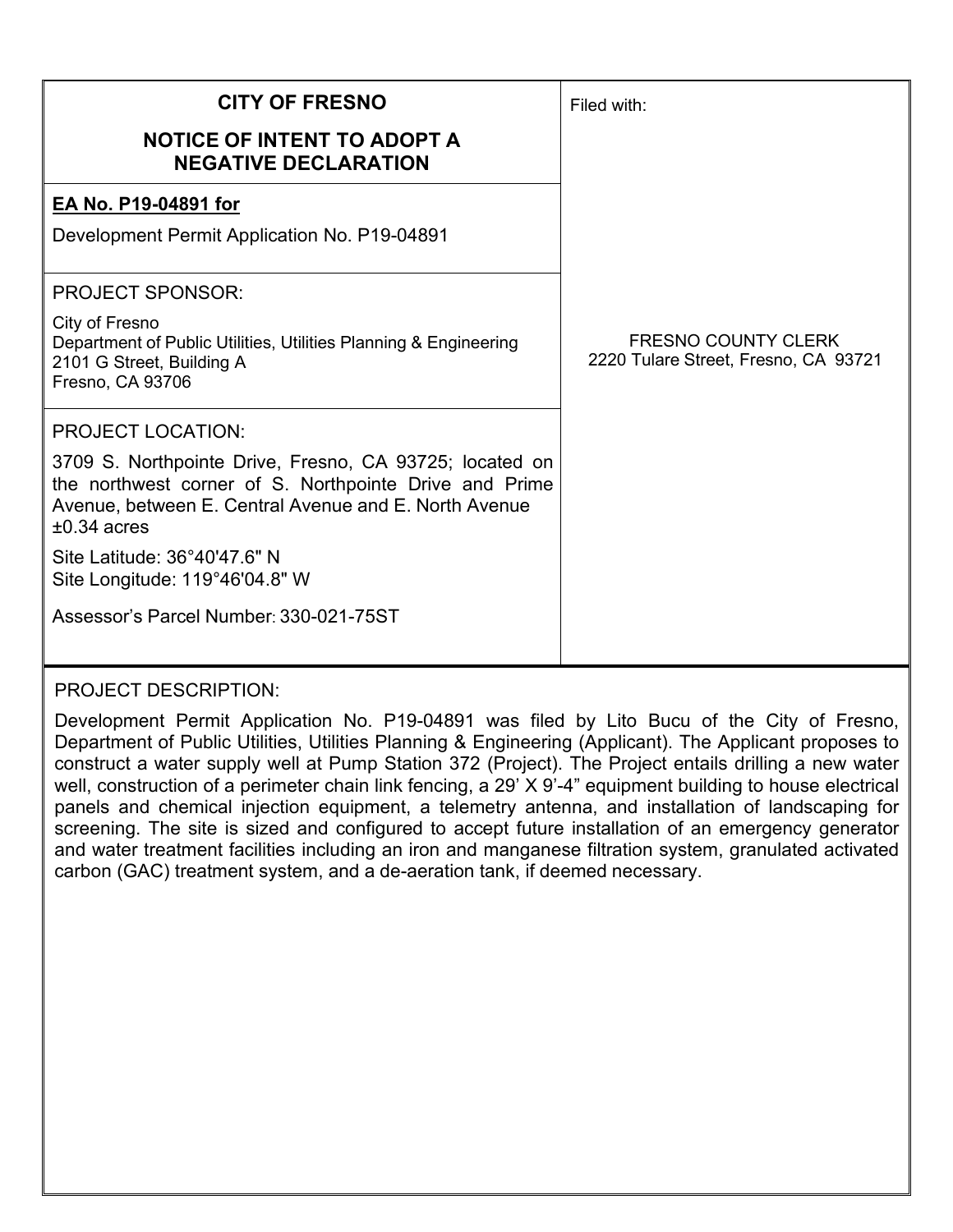# CITY OF FRESNO

## NOTICE OF INTENT TO ADOPT A NEGATIVE DECLARATION

Filed with:

FRESNO COUNTY CLERK
2220 Tulare Street, Fresno, CA 93721

**EA No. P19-04891 for**

Development Permit Application No. P19-04891

PROJECT SPONSOR:

City of Fresno
Department of Public Utilities, Utilities Planning & Engineering
2101 G Street, Building A
Fresno, CA 93706

PROJECT LOCATION:

3709 S. Northpointe Drive, Fresno, CA 93725; located on the northwest corner of S. Northpointe Drive and Prime Avenue, between E. Central Avenue and E. North Avenue ±0.34 acres

Site Latitude: 36°40'47.6" N
Site Longitude: 119°46'04.8" W

Assessor's Parcel Number: 330-021-75ST

PROJECT DESCRIPTION:

Development Permit Application No. P19-04891 was filed by Lito Bucu of the City of Fresno, Department of Public Utilities, Utilities Planning & Engineering (Applicant). The Applicant proposes to construct a water supply well at Pump Station 372 (Project). The Project entails drilling a new water well, construction of a perimeter chain link fencing, a 29' X 9'-4" equipment building to house electrical panels and chemical injection equipment, a telemetry antenna, and installation of landscaping for screening. The site is sized and configured to accept future installation of an emergency generator and water treatment facilities including an iron and manganese filtration system, granulated activated carbon (GAC) treatment system, and a de-aeration tank, if deemed necessary.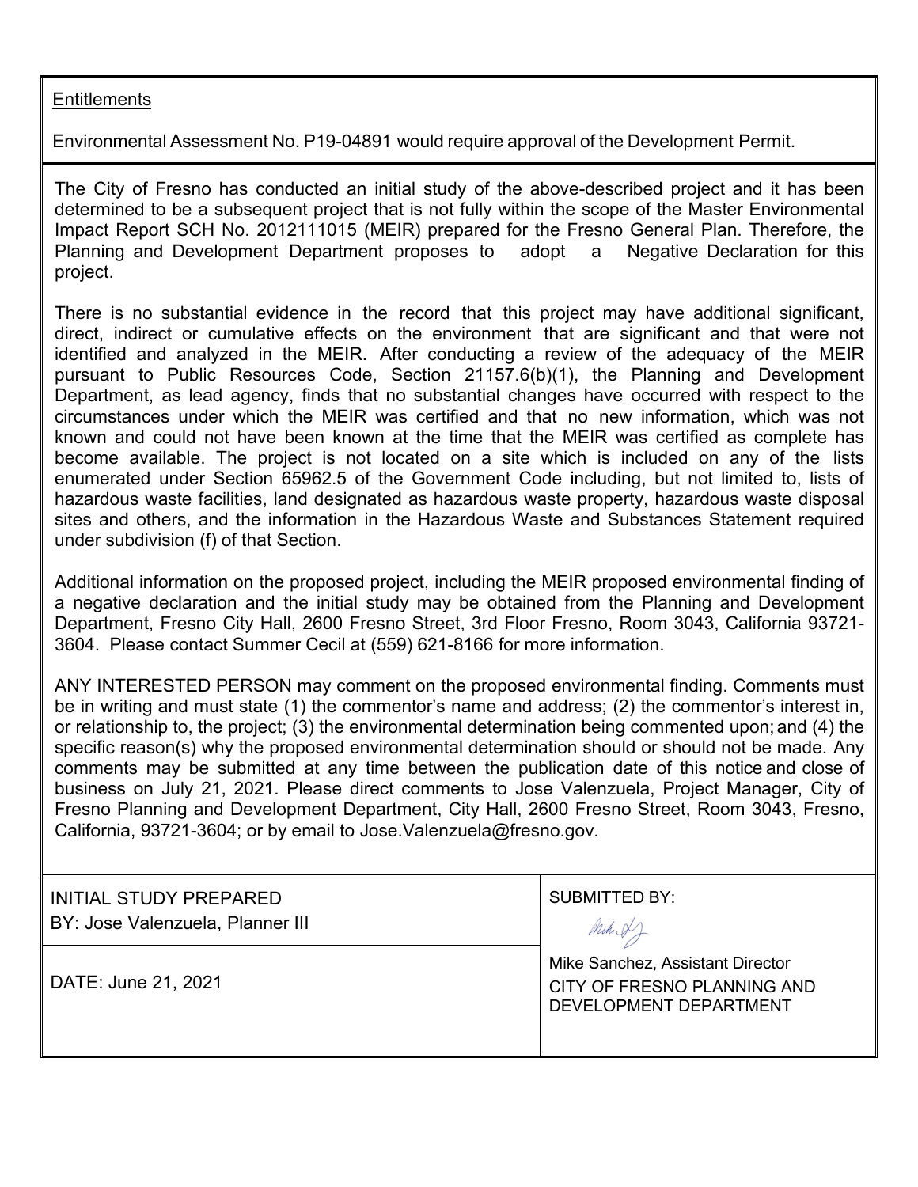Entitlements

Environmental Assessment No. P19-04891 would require approval of the Development Permit.

The City of Fresno has conducted an initial study of the above-described project and it has been determined to be a subsequent project that is not fully within the scope of the Master Environmental Impact Report SCH No. 2012111015 (MEIR) prepared for the Fresno General Plan. Therefore, the Planning and Development Department proposes to adopt a Negative Declaration for this project.

There is no substantial evidence in the record that this project may have additional significant, direct, indirect or cumulative effects on the environment that are significant and that were not identified and analyzed in the MEIR. After conducting a review of the adequacy of the MEIR pursuant to Public Resources Code, Section 21157.6(b)(1), the Planning and Development Department, as lead agency, finds that no substantial changes have occurred with respect to the circumstances under which the MEIR was certified and that no new information, which was not known and could not have been known at the time that the MEIR was certified as complete has become available. The project is not located on a site which is included on any of the lists enumerated under Section 65962.5 of the Government Code including, but not limited to, lists of hazardous waste facilities, land designated as hazardous waste property, hazardous waste disposal sites and others, and the information in the Hazardous Waste and Substances Statement required under subdivision (f) of that Section.

Additional information on the proposed project, including the MEIR proposed environmental finding of a negative declaration and the initial study may be obtained from the Planning and Development Department, Fresno City Hall, 2600 Fresno Street, 3rd Floor Fresno, Room 3043, California 93721-3604. Please contact Summer Cecil at (559) 621-8166 for more information.

ANY INTERESTED PERSON may comment on the proposed environmental finding. Comments must be in writing and must state (1) the commentor's name and address; (2) the commentor's interest in, or relationship to, the project; (3) the environmental determination being commented upon; and (4) the specific reason(s) why the proposed environmental determination should or should not be made. Any comments may be submitted at any time between the publication date of this notice and close of business on July 21, 2021. Please direct comments to Jose Valenzuela, Project Manager, City of Fresno Planning and Development Department, City Hall, 2600 Fresno Street, Room 3043, Fresno, California, 93721-3604; or by email to Jose.Valenzuela@fresno.gov.

| | |
|---|---|
| INITIAL STUDY PREPARED BY: Jose Valenzuela, Planner III | SUBMITTED BY: Mike Sanchez, Assistant Director CITY OF FRESNO PLANNING AND DEVELOPMENT DEPARTMENT |
| DATE: June 21, 2021 | |